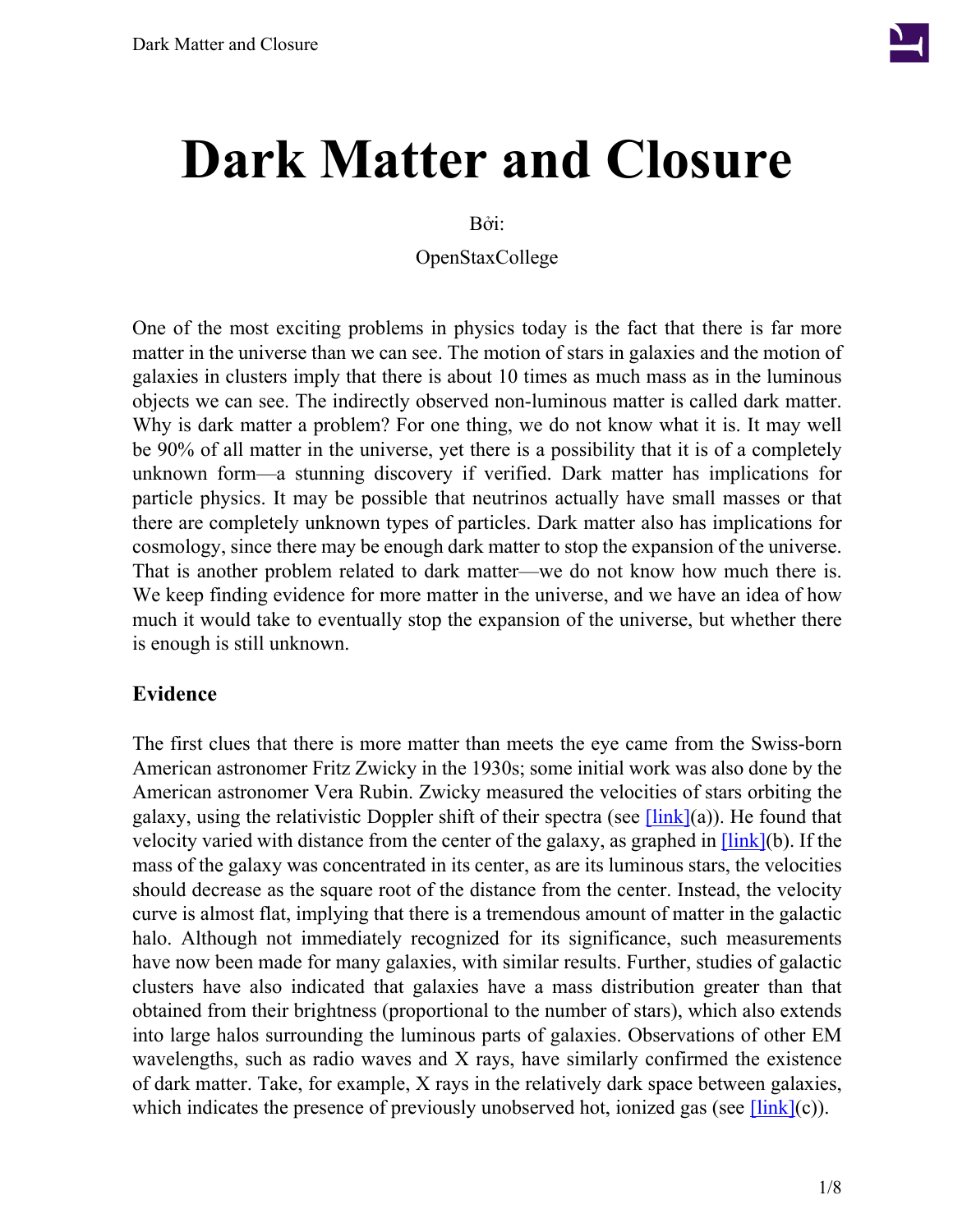# Dark Matter and Closure

Bởi:

OpenStaxCollege

One of the most exciting problems in physics today is the fact that there is far more matter in the universe than we can see. The motion of stars in galaxies and the motion of galaxies in clusters imply that there is about 10 times as much mass as in the luminous objects we can see. The indirectly observed non-luminous matter is called dark matter. Why is dark matter a problem? For one thing, we do not know what it is. It may well be 90% of all matter in the universe, yet there is a possibility that it is of a completely unknown form—a stunning discovery if verified. Dark matter has implications for particle physics. It may be possible that neutrinos actually have small masses or that there are completely unknown types of particles. Dark matter also has implications for cosmology, since there may be enough dark matter to stop the expansion of the universe. That is another problem related to dark matter—we do not know how much there is. We keep finding evidence for more matter in the universe, and we have an idea of how much it would take to eventually stop the expansion of the universe, but whether there is enough is still unknown.

## Evidence

The first clues that there is more matter than meets the eye came from the Swiss-born American astronomer Fritz Zwicky in the 1930s; some initial work was also done by the American astronomer Vera Rubin. Zwicky measured the velocities of stars orbiting the galaxy, using the relativistic Doppler shift of their spectra (see [link](a)). He found that velocity varied with distance from the center of the galaxy, as graphed in [link](b). If the mass of the galaxy was concentrated in its center, as are its luminous stars, the velocities should decrease as the square root of the distance from the center. Instead, the velocity curve is almost flat, implying that there is a tremendous amount of matter in the galactic halo. Although not immediately recognized for its significance, such measurements have now been made for many galaxies, with similar results. Further, studies of galactic clusters have also indicated that galaxies have a mass distribution greater than that obtained from their brightness (proportional to the number of stars), which also extends into large halos surrounding the luminous parts of galaxies. Observations of other EM wavelengths, such as radio waves and X rays, have similarly confirmed the existence of dark matter. Take, for example, X rays in the relatively dark space between galaxies, which indicates the presence of previously unobserved hot, ionized gas (see [link](c)).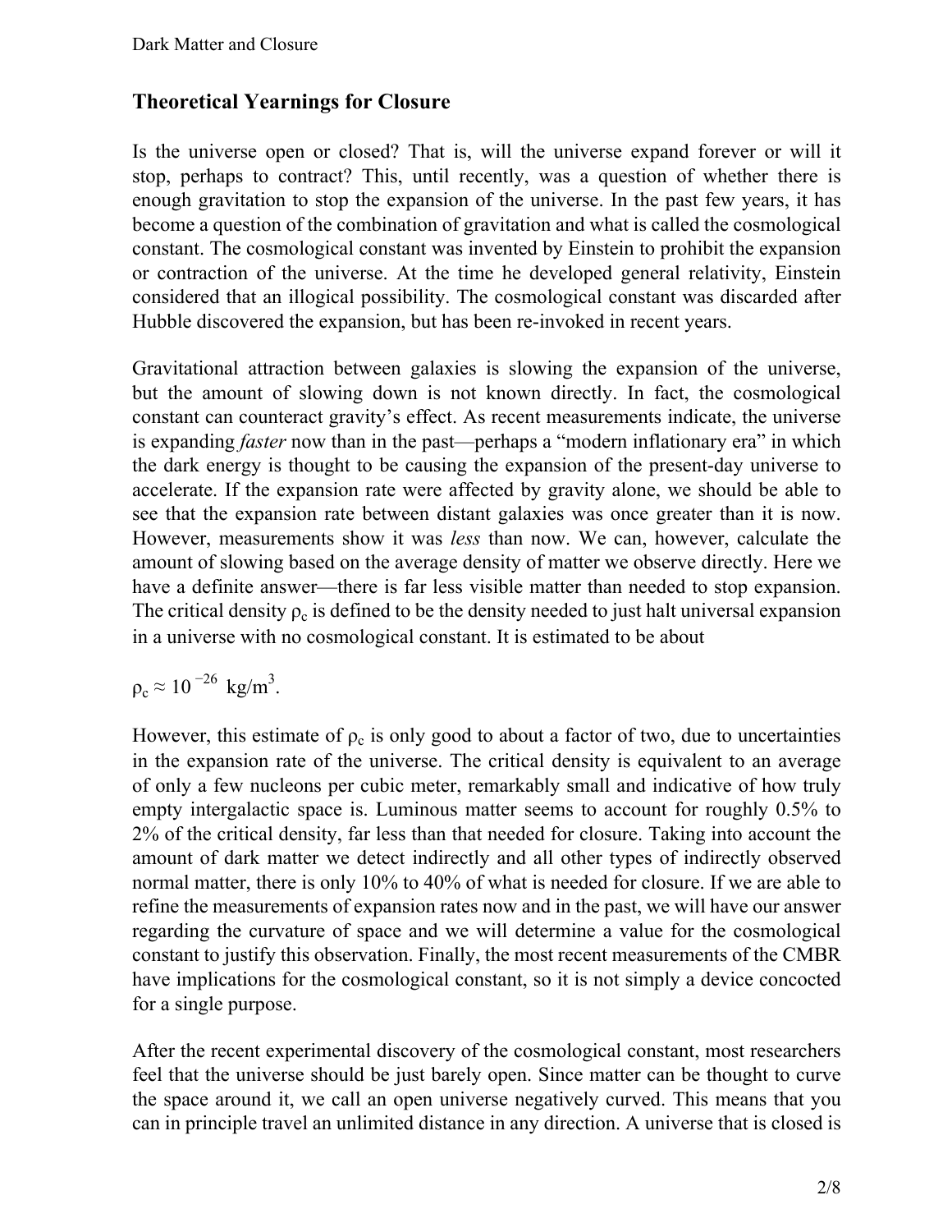## Theoretical Yearnings for Closure

Is the universe open or closed? That is, will the universe expand forever or will it stop, perhaps to contract? This, until recently, was a question of whether there is enough gravitation to stop the expansion of the universe. In the past few years, it has become a question of the combination of gravitation and what is called the cosmological constant. The cosmological constant was invented by Einstein to prohibit the expansion or contraction of the universe. At the time he developed general relativity, Einstein considered that an illogical possibility. The cosmological constant was discarded after Hubble discovered the expansion, but has been re-invoked in recent years.

Gravitational attraction between galaxies is slowing the expansion of the universe, but the amount of slowing down is not known directly. In fact, the cosmological constant can counteract gravity's effect. As recent measurements indicate, the universe is expanding *faster* now than in the past—perhaps a "modern inflationary era" in which the dark energy is thought to be causing the expansion of the present-day universe to accelerate. If the expansion rate were affected by gravity alone, we should be able to see that the expansion rate between distant galaxies was once greater than it is now. However, measurements show it was *less* than now. We can, however, calculate the amount of slowing based on the average density of matter we observe directly. Here we have a definite answer—there is far less visible matter than needed to stop expansion. The critical density $\rho_c$ is defined to be the density needed to just halt universal expansion in a universe with no cosmological constant. It is estimated to be about

$$\rho_c \approx 10^{-26}\ \text{kg/m}^3.$$

However, this estimate of $\rho_c$ is only good to about a factor of two, due to uncertainties in the expansion rate of the universe. The critical density is equivalent to an average of only a few nucleons per cubic meter, remarkably small and indicative of how truly empty intergalactic space is. Luminous matter seems to account for roughly 0.5% to 2% of the critical density, far less than that needed for closure. Taking into account the amount of dark matter we detect indirectly and all other types of indirectly observed normal matter, there is only 10% to 40% of what is needed for closure. If we are able to refine the measurements of expansion rates now and in the past, we will have our answer regarding the curvature of space and we will determine a value for the cosmological constant to justify this observation. Finally, the most recent measurements of the CMBR have implications for the cosmological constant, so it is not simply a device concocted for a single purpose.

After the recent experimental discovery of the cosmological constant, most researchers feel that the universe should be just barely open. Since matter can be thought to curve the space around it, we call an open universe negatively curved. This means that you can in principle travel an unlimited distance in any direction. A universe that is closed is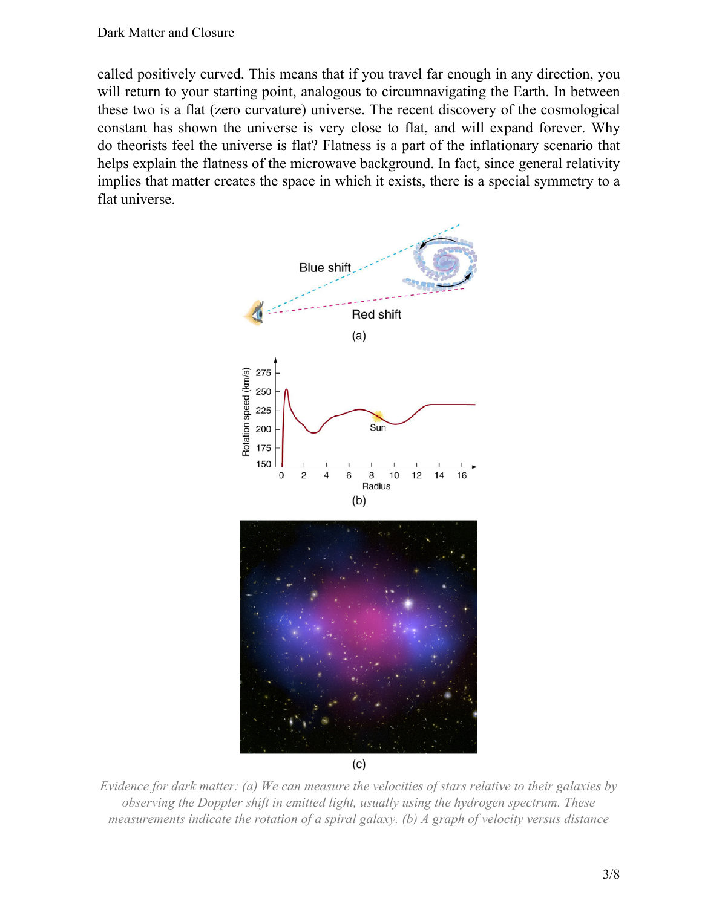called positively curved. This means that if you travel far enough in any direction, you will return to your starting point, analogous to circumnavigating the Earth. In between these two is a flat (zero curvature) universe. The recent discovery of the cosmological constant has shown the universe is very close to flat, and will expand forever. Why do theorists feel the universe is flat? Flatness is a part of the inflationary scenario that helps explain the flatness of the microwave background. In fact, since general relativity implies that matter creates the space in which it exists, there is a special symmetry to a flat universe.

*Evidence for dark matter: (a) We can measure the velocities of stars relative to their galaxies by observing the Doppler shift in emitted light, usually using the hydrogen spectrum. These measurements indicate the rotation of a spiral galaxy. (b) A graph of velocity versus distance*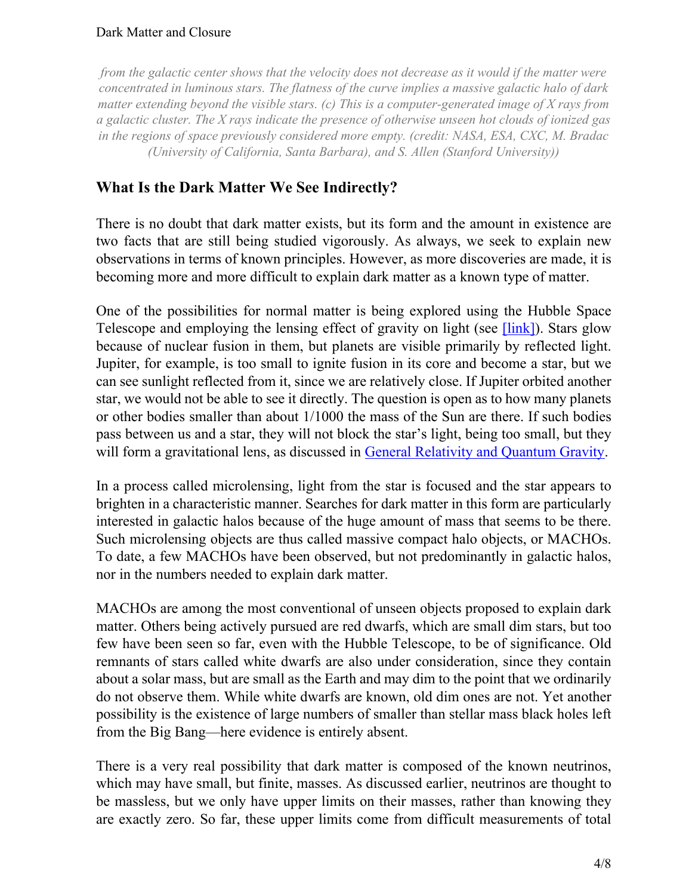*from the galactic center shows that the velocity does not decrease as it would if the matter were concentrated in luminous stars. The flatness of the curve implies a massive galactic halo of dark matter extending beyond the visible stars. (c) This is a computer-generated image of X rays from a galactic cluster. The X rays indicate the presence of otherwise unseen hot clouds of ionized gas in the regions of space previously considered more empty. (credit: NASA, ESA, CXC, M. Bradac (University of California, Santa Barbara), and S. Allen (Stanford University))*

## What Is the Dark Matter We See Indirectly?

There is no doubt that dark matter exists, but its form and the amount in existence are two facts that are still being studied vigorously. As always, we seek to explain new observations in terms of known principles. However, as more discoveries are made, it is becoming more and more difficult to explain dark matter as a known type of matter.

One of the possibilities for normal matter is being explored using the Hubble Space Telescope and employing the lensing effect of gravity on light (see [link]). Stars glow because of nuclear fusion in them, but planets are visible primarily by reflected light. Jupiter, for example, is too small to ignite fusion in its core and become a star, but we can see sunlight reflected from it, since we are relatively close. If Jupiter orbited another star, we would not be able to see it directly. The question is open as to how many planets or other bodies smaller than about 1/1000 the mass of the Sun are there. If such bodies pass between us and a star, they will not block the star's light, being too small, but they will form a gravitational lens, as discussed in General Relativity and Quantum Gravity.

In a process called microlensing, light from the star is focused and the star appears to brighten in a characteristic manner. Searches for dark matter in this form are particularly interested in galactic halos because of the huge amount of mass that seems to be there. Such microlensing objects are thus called massive compact halo objects, or MACHOs. To date, a few MACHOs have been observed, but not predominantly in galactic halos, nor in the numbers needed to explain dark matter.

MACHOs are among the most conventional of unseen objects proposed to explain dark matter. Others being actively pursued are red dwarfs, which are small dim stars, but too few have been seen so far, even with the Hubble Telescope, to be of significance. Old remnants of stars called white dwarfs are also under consideration, since they contain about a solar mass, but are small as the Earth and may dim to the point that we ordinarily do not observe them. While white dwarfs are known, old dim ones are not. Yet another possibility is the existence of large numbers of smaller than stellar mass black holes left from the Big Bang—here evidence is entirely absent.

There is a very real possibility that dark matter is composed of the known neutrinos, which may have small, but finite, masses. As discussed earlier, neutrinos are thought to be massless, but we only have upper limits on their masses, rather than knowing they are exactly zero. So far, these upper limits come from difficult measurements of total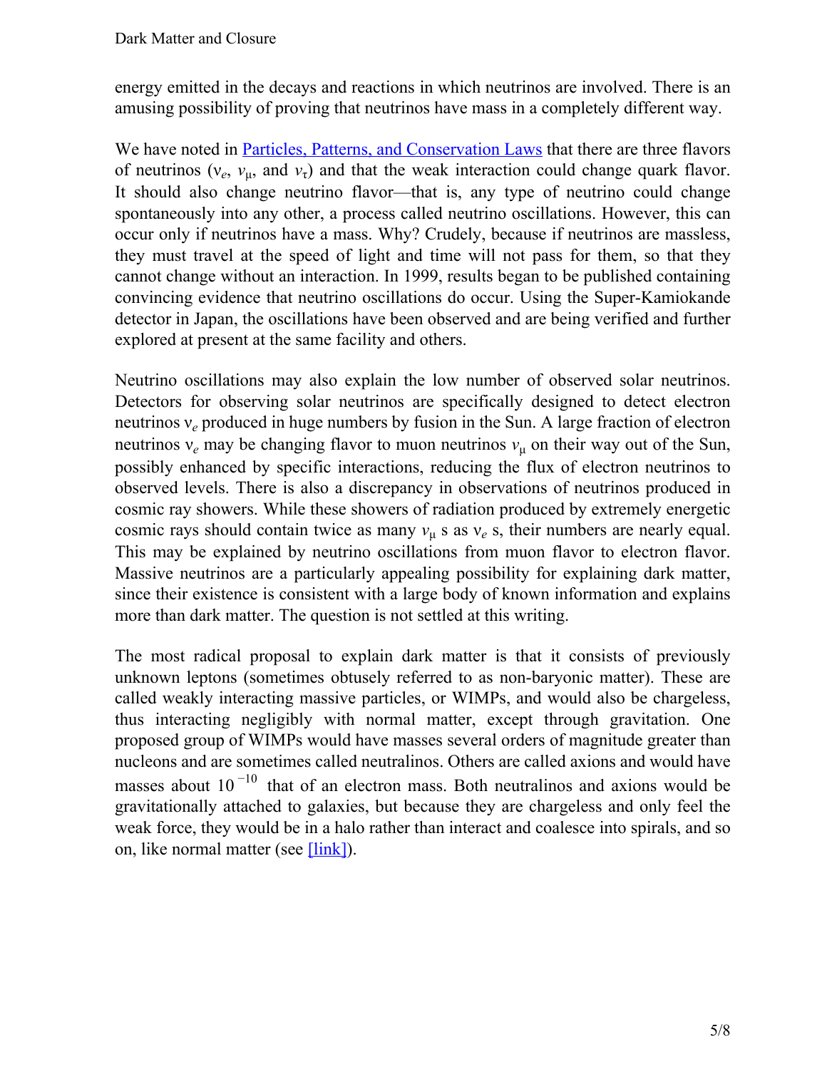energy emitted in the decays and reactions in which neutrinos are involved. There is an amusing possibility of proving that neutrinos have mass in a completely different way.

We have noted in [Particles, Patterns, and Conservation Laws] that there are three flavors of neutrinos ($\nu_e$, $\nu_\mu$, and $\nu_\tau$) and that the weak interaction could change quark flavor. It should also change neutrino flavor—that is, any type of neutrino could change spontaneously into any other, a process called neutrino oscillations. However, this can occur only if neutrinos have a mass. Why? Crudely, because if neutrinos are massless, they must travel at the speed of light and time will not pass for them, so that they cannot change without an interaction. In 1999, results began to be published containing convincing evidence that neutrino oscillations do occur. Using the Super-Kamiokande detector in Japan, the oscillations have been observed and are being verified and further explored at present at the same facility and others.

Neutrino oscillations may also explain the low number of observed solar neutrinos. Detectors for observing solar neutrinos are specifically designed to detect electron neutrinos $\nu_e$ produced in huge numbers by fusion in the Sun. A large fraction of electron neutrinos $\nu_e$ may be changing flavor to muon neutrinos $\nu_\mu$ on their way out of the Sun, possibly enhanced by specific interactions, reducing the flux of electron neutrinos to observed levels. There is also a discrepancy in observations of neutrinos produced in cosmic ray showers. While these showers of radiation produced by extremely energetic cosmic rays should contain twice as many $\nu_\mu$ s as $\nu_e$ s, their numbers are nearly equal. This may be explained by neutrino oscillations from muon flavor to electron flavor. Massive neutrinos are a particularly appealing possibility for explaining dark matter, since their existence is consistent with a large body of known information and explains more than dark matter. The question is not settled at this writing.

The most radical proposal to explain dark matter is that it consists of previously unknown leptons (sometimes obtusely referred to as non-baryonic matter). These are called weakly interacting massive particles, or WIMPs, and would also be chargeless, thus interacting negligibly with normal matter, except through gravitation. One proposed group of WIMPs would have masses several orders of magnitude greater than nucleons and are sometimes called neutralinos. Others are called axions and would have masses about $10^{-10}$ that of an electron mass. Both neutralinos and axions would be gravitationally attached to galaxies, but because they are chargeless and only feel the weak force, they would be in a halo rather than interact and coalesce into spirals, and so on, like normal matter (see [link]).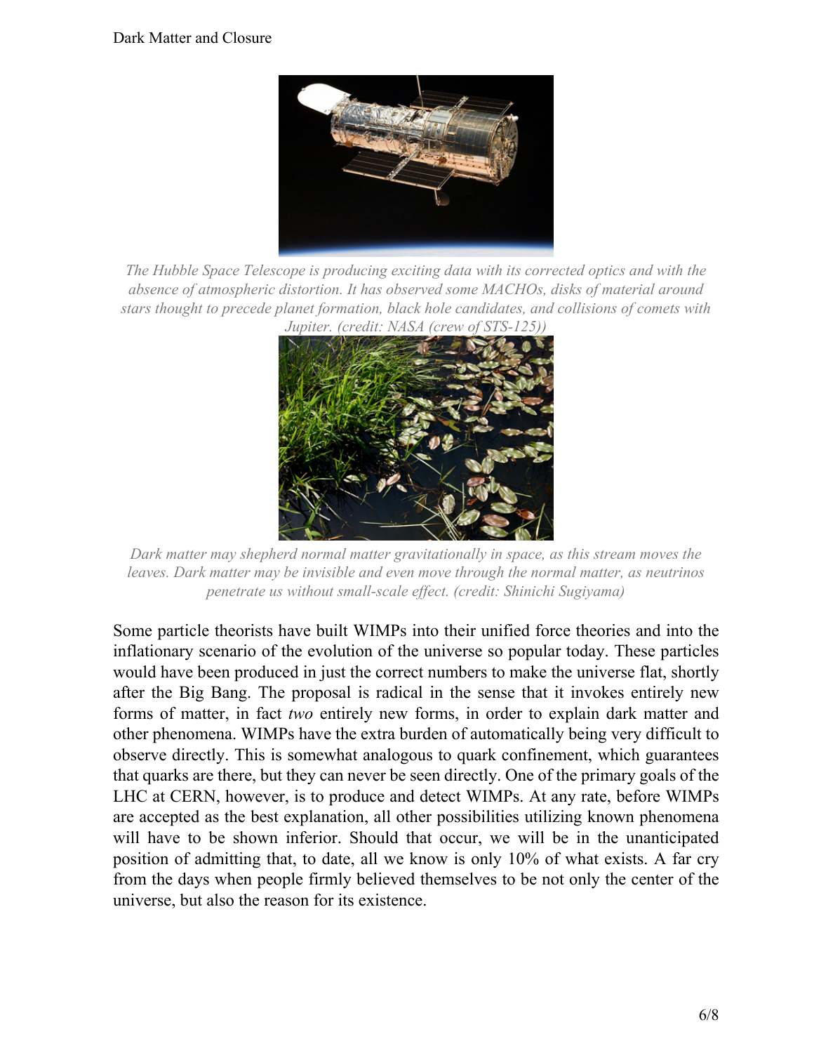The Hubble Space Telescope is producing exciting data with its corrected optics and with the absence of atmospheric distortion. It has observed some MACHOs, disks of material around stars thought to precede planet formation, black hole candidates, and collisions of comets with Jupiter. (credit: NASA (crew of STS-125))

Dark matter may shepherd normal matter gravitationally in space, as this stream moves the leaves. Dark matter may be invisible and even move through the normal matter, as neutrinos penetrate us without small-scale effect. (credit: Shinichi Sugiyama)

Some particle theorists have built WIMPs into their unified force theories and into the inflationary scenario of the evolution of the universe so popular today. These particles would have been produced in just the correct numbers to make the universe flat, shortly after the Big Bang. The proposal is radical in the sense that it invokes entirely new forms of matter, in fact *two* entirely new forms, in order to explain dark matter and other phenomena. WIMPs have the extra burden of automatically being very difficult to observe directly. This is somewhat analogous to quark confinement, which guarantees that quarks are there, but they can never be seen directly. One of the primary goals of the LHC at CERN, however, is to produce and detect WIMPs. At any rate, before WIMPs are accepted as the best explanation, all other possibilities utilizing known phenomena will have to be shown inferior. Should that occur, we will be in the unanticipated position of admitting that, to date, all we know is only 10% of what exists. A far cry from the days when people firmly believed themselves to be not only the center of the universe, but also the reason for its existence.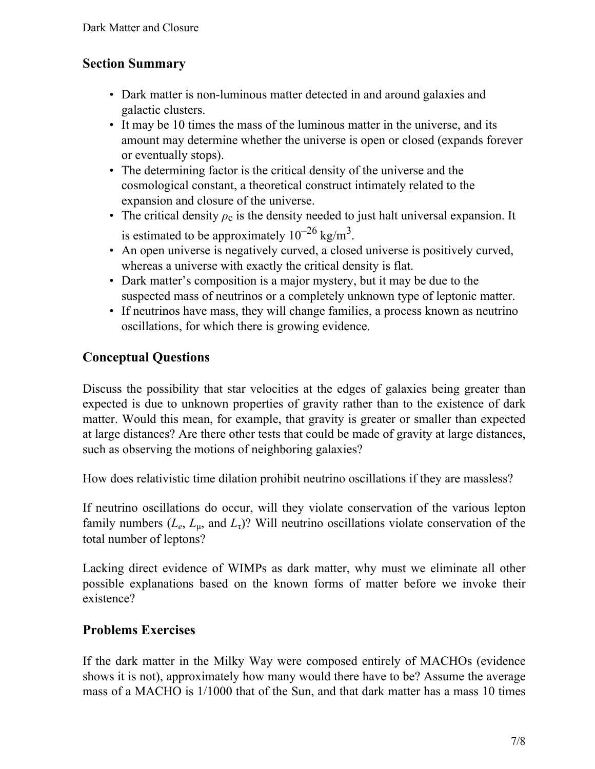## Section Summary

- Dark matter is non-luminous matter detected in and around galaxies and galactic clusters.
- It may be 10 times the mass of the luminous matter in the universe, and its amount may determine whether the universe is open or closed (expands forever or eventually stops).
- The determining factor is the critical density of the universe and the cosmological constant, a theoretical construct intimately related to the expansion and closure of the universe.
- The critical density $\rho_c$ is the density needed to just halt universal expansion. It is estimated to be approximately $10^{-26}$ kg/m$^3$.
- An open universe is negatively curved, a closed universe is positively curved, whereas a universe with exactly the critical density is flat.
- Dark matter's composition is a major mystery, but it may be due to the suspected mass of neutrinos or a completely unknown type of leptonic matter.
- If neutrinos have mass, they will change families, a process known as neutrino oscillations, for which there is growing evidence.

## Conceptual Questions

Discuss the possibility that star velocities at the edges of galaxies being greater than expected is due to unknown properties of gravity rather than to the existence of dark matter. Would this mean, for example, that gravity is greater or smaller than expected at large distances? Are there other tests that could be made of gravity at large distances, such as observing the motions of neighboring galaxies?

How does relativistic time dilation prohibit neutrino oscillations if they are massless?

If neutrino oscillations do occur, will they violate conservation of the various lepton family numbers ($L_e$, $L_\mu$, and $L_\tau$)? Will neutrino oscillations violate conservation of the total number of leptons?

Lacking direct evidence of WIMPs as dark matter, why must we eliminate all other possible explanations based on the known forms of matter before we invoke their existence?

## Problems Exercises

If the dark matter in the Milky Way were composed entirely of MACHOs (evidence shows it is not), approximately how many would there have to be? Assume the average mass of a MACHO is 1/1000 that of the Sun, and that dark matter has a mass 10 times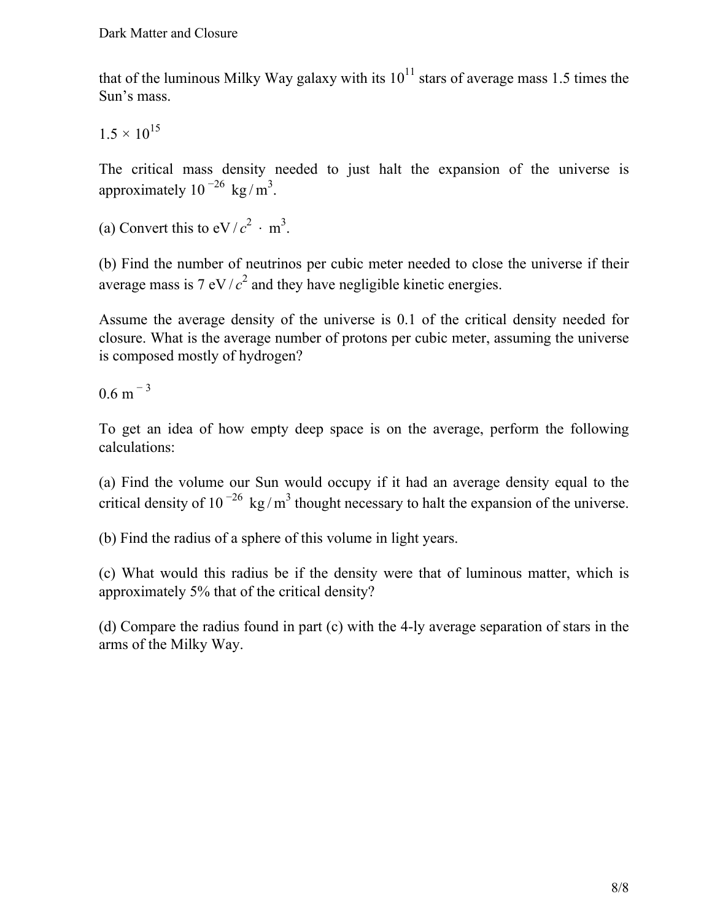that of the luminous Milky Way galaxy with its $10^{11}$ stars of average mass 1.5 times the Sun's mass.

$1.5 \times 10^{15}$

The critical mass density needed to just halt the expansion of the universe is approximately $10^{-26}\ \text{kg/m}^3$.

(a) Convert this to $\text{eV}/c^2 \cdot \text{m}^3$.

(b) Find the number of neutrinos per cubic meter needed to close the universe if their average mass is $7\ \text{eV}/c^2$ and they have negligible kinetic energies.

Assume the average density of the universe is 0.1 of the critical density needed for closure. What is the average number of protons per cubic meter, assuming the universe is composed mostly of hydrogen?

$0.6\ \text{m}^{-3}$

To get an idea of how empty deep space is on the average, perform the following calculations:

(a) Find the volume our Sun would occupy if it had an average density equal to the critical density of $10^{-26}\ \text{kg/m}^3$ thought necessary to halt the expansion of the universe.

(b) Find the radius of a sphere of this volume in light years.

(c) What would this radius be if the density were that of luminous matter, which is approximately 5% that of the critical density?

(d) Compare the radius found in part (c) with the 4-ly average separation of stars in the arms of the Milky Way.